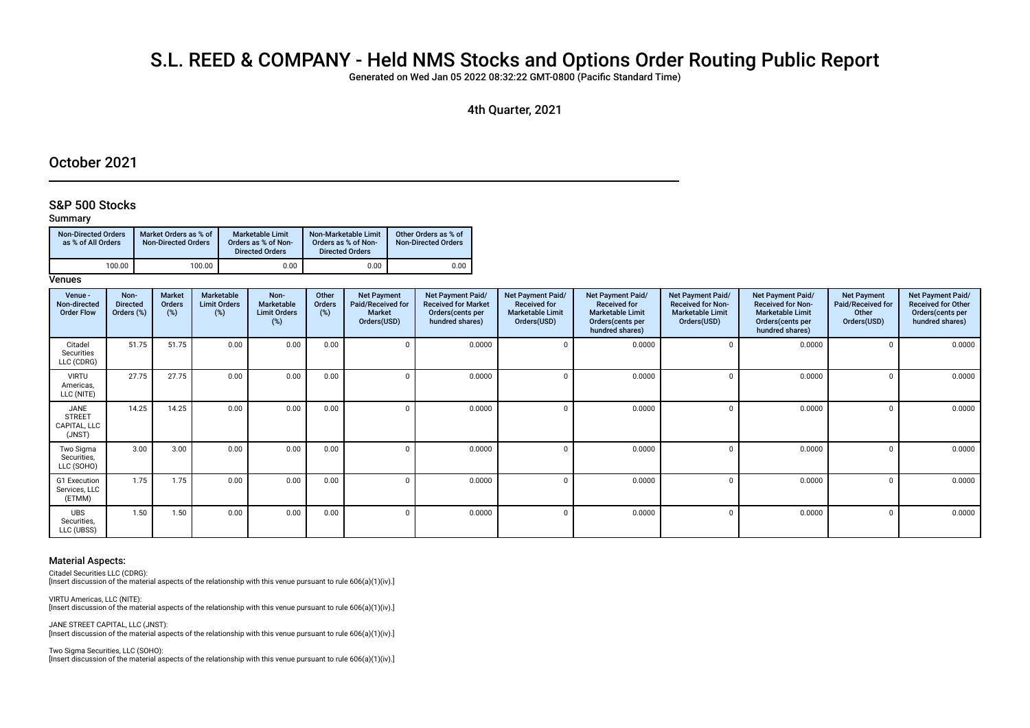# S.L. REED & COMPANY - Held NMS Stocks and Options Order Routing Public Report

Generated on Wed Jan 05 2022 08:32:22 GMT-0800 (Pacific Standard Time)

4th Quarter, 2021

## October 2021

### S&P 500 Stocks

**Summary**

| Non-Directed Orders as % of All Orders | Market Orders as % of Non-Directed Orders | Marketable Limit Orders as % of Non-Directed Orders | Non-Marketable Limit Orders as % of Non-Directed Orders | Other Orders as % of Non-Directed Orders |
|---|---|---|---|---|
| 100.00 | 100.00 | 0.00 | 0.00 | 0.00 |

**Venues**

| Venue - Non-directed Order Flow | Non-Directed Orders (%) | Market Orders (%) | Marketable Limit Orders (%) | Non-Marketable Limit Orders (%) | Other Orders (%) | Net Payment Paid/Received for Market Orders(USD) | Net Payment Paid/ Received for Market Orders(cents per hundred shares) | Net Payment Paid/ Received for Marketable Limit Orders(USD) | Net Payment Paid/ Received for Marketable Limit Orders(cents per hundred shares) | Net Payment Paid/ Received for Non-Marketable Limit Orders(USD) | Net Payment Paid/ Received for Non-Marketable Limit Orders(cents per hundred shares) | Net Payment Paid/Received for Other Orders(USD) | Net Payment Paid/ Received for Other Orders(cents per hundred shares) |
|---|---|---|---|---|---|---|---|---|---|---|---|---|---|
| Citadel Securities LLC (CDRG) | 51.75 | 51.75 | 0.00 | 0.00 | 0.00 | 0 | 0.0000 | 0 | 0.0000 | 0 | 0.0000 | 0 | 0.0000 |
| VIRTU Americas, LLC (NITE) | 27.75 | 27.75 | 0.00 | 0.00 | 0.00 | 0 | 0.0000 | 0 | 0.0000 | 0 | 0.0000 | 0 | 0.0000 |
| JANE STREET CAPITAL, LLC (JNST) | 14.25 | 14.25 | 0.00 | 0.00 | 0.00 | 0 | 0.0000 | 0 | 0.0000 | 0 | 0.0000 | 0 | 0.0000 |
| Two Sigma Securities, LLC (SOHO) | 3.00 | 3.00 | 0.00 | 0.00 | 0.00 | 0 | 0.0000 | 0 | 0.0000 | 0 | 0.0000 | 0 | 0.0000 |
| G1 Execution Services, LLC (ETMM) | 1.75 | 1.75 | 0.00 | 0.00 | 0.00 | 0 | 0.0000 | 0 | 0.0000 | 0 | 0.0000 | 0 | 0.0000 |
| UBS Securities, LLC (UBSS) | 1.50 | 1.50 | 0.00 | 0.00 | 0.00 | 0 | 0.0000 | 0 | 0.0000 | 0 | 0.0000 | 0 | 0.0000 |

#### Material Aspects:

Citadel Securities LLC (CDRG):
[Insert discussion of the material aspects of the relationship with this venue pursuant to rule 606(a)(1)(iv).]

VIRTU Americas, LLC (NITE):
[Insert discussion of the material aspects of the relationship with this venue pursuant to rule 606(a)(1)(iv).]

JANE STREET CAPITAL, LLC (JNST):
[Insert discussion of the material aspects of the relationship with this venue pursuant to rule 606(a)(1)(iv).]

Two Sigma Securities, LLC (SOHO):
[Insert discussion of the material aspects of the relationship with this venue pursuant to rule 606(a)(1)(iv).]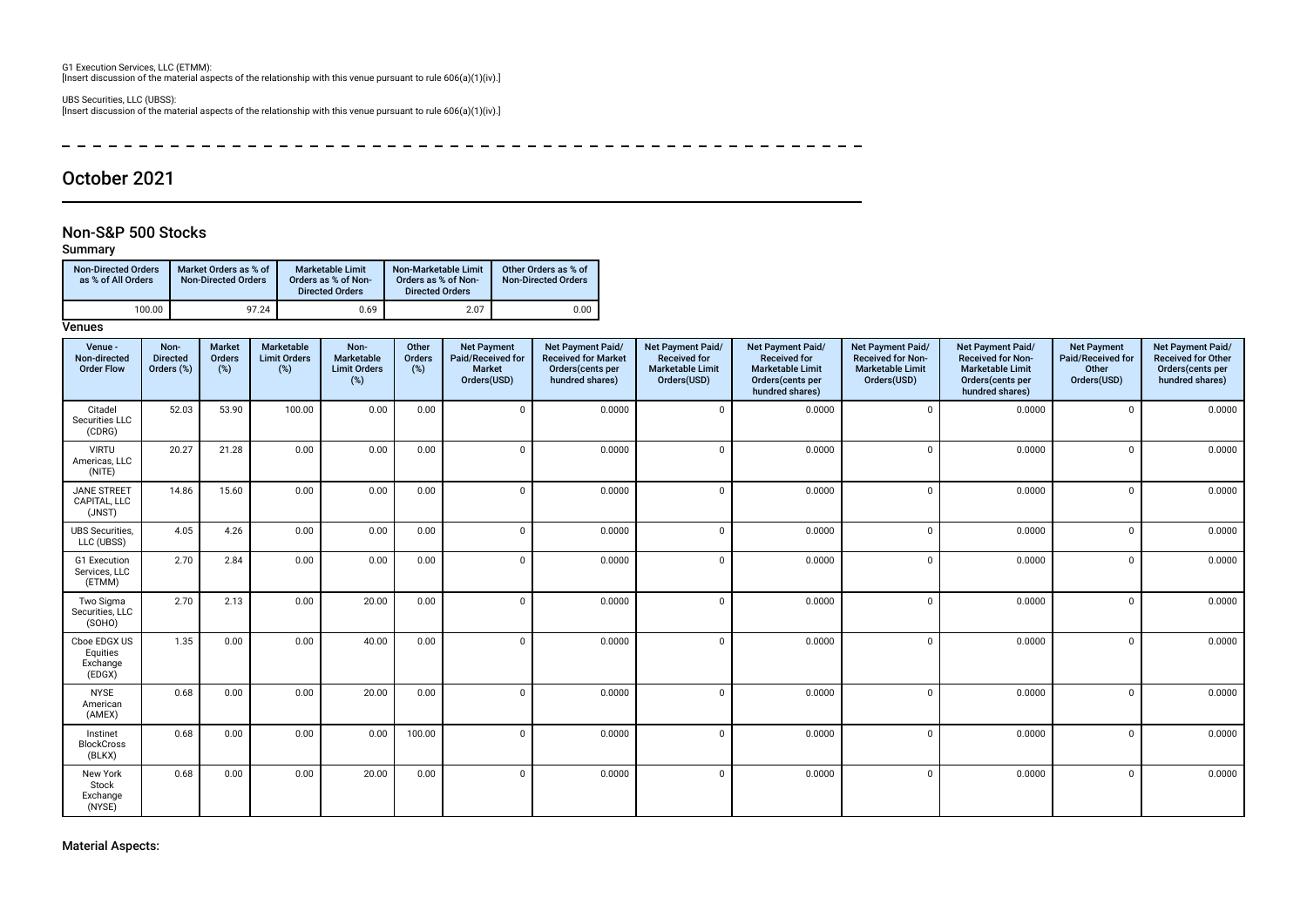G1 Execution Services, LLC (ETMM):
[Insert discussion of the material aspects of the relationship with this venue pursuant to rule 606(a)(1)(iv).]

UBS Securities, LLC (UBSS):
[Insert discussion of the material aspects of the relationship with this venue pursuant to rule 606(a)(1)(iv).]

# October 2021

## Non-S&P 500 Stocks

### Summary

| Non-Directed Orders as % of All Orders | Market Orders as % of Non-Directed Orders | Marketable Limit Orders as % of Non-Directed Orders | Non-Marketable Limit Orders as % of Non-Directed Orders | Other Orders as % of Non-Directed Orders |
|---|---|---|---|---|
| 100.00 | 97.24 | 0.69 | 2.07 | 0.00 |

### Venues

| Venue - Non-directed Order Flow | Non-Directed Orders (%) | Market Orders (%) | Marketable Limit Orders (%) | Non-Marketable Limit Orders (%) | Other Orders (%) | Net Payment Paid/Received for Market Orders(USD) | Net Payment Paid/ Received for Market Orders(cents per hundred shares) | Net Payment Paid/ Received for Marketable Limit Orders(USD) | Net Payment Paid/ Received for Marketable Limit Orders(cents per hundred shares) | Net Payment Paid/ Received for Non-Marketable Limit Orders(USD) | Net Payment Paid/ Received for Non-Marketable Limit Orders(cents per hundred shares) | Net Payment Paid/Received for Other Orders(USD) | Net Payment Paid/ Received for Other Orders(cents per hundred shares) |
|---|---|---|---|---|---|---|---|---|---|---|---|---|---|
| Citadel Securities LLC (CDRG) | 52.03 | 53.90 | 100.00 | 0.00 | 0.00 | 0 | 0.0000 | 0 | 0.0000 | 0 | 0.0000 | 0 | 0.0000 |
| VIRTU Americas, LLC (NITE) | 20.27 | 21.28 | 0.00 | 0.00 | 0.00 | 0 | 0.0000 | 0 | 0.0000 | 0 | 0.0000 | 0 | 0.0000 |
| JANE STREET CAPITAL, LLC (JNST) | 14.86 | 15.60 | 0.00 | 0.00 | 0.00 | 0 | 0.0000 | 0 | 0.0000 | 0 | 0.0000 | 0 | 0.0000 |
| UBS Securities, LLC (UBSS) | 4.05 | 4.26 | 0.00 | 0.00 | 0.00 | 0 | 0.0000 | 0 | 0.0000 | 0 | 0.0000 | 0 | 0.0000 |
| G1 Execution Services, LLC (ETMM) | 2.70 | 2.84 | 0.00 | 0.00 | 0.00 | 0 | 0.0000 | 0 | 0.0000 | 0 | 0.0000 | 0 | 0.0000 |
| Two Sigma Securities, LLC (SOHO) | 2.70 | 2.13 | 0.00 | 20.00 | 0.00 | 0 | 0.0000 | 0 | 0.0000 | 0 | 0.0000 | 0 | 0.0000 |
| Cboe EDGX US Equities Exchange (EDGX) | 1.35 | 0.00 | 0.00 | 40.00 | 0.00 | 0 | 0.0000 | 0 | 0.0000 | 0 | 0.0000 | 0 | 0.0000 |
| NYSE American (AMEX) | 0.68 | 0.00 | 0.00 | 20.00 | 0.00 | 0 | 0.0000 | 0 | 0.0000 | 0 | 0.0000 | 0 | 0.0000 |
| Instinet BlockCross (BLKX) | 0.68 | 0.00 | 0.00 | 0.00 | 100.00 | 0 | 0.0000 | 0 | 0.0000 | 0 | 0.0000 | 0 | 0.0000 |
| New York Stock Exchange (NYSE) | 0.68 | 0.00 | 0.00 | 20.00 | 0.00 | 0 | 0.0000 | 0 | 0.0000 | 0 | 0.0000 | 0 | 0.0000 |

### Material Aspects: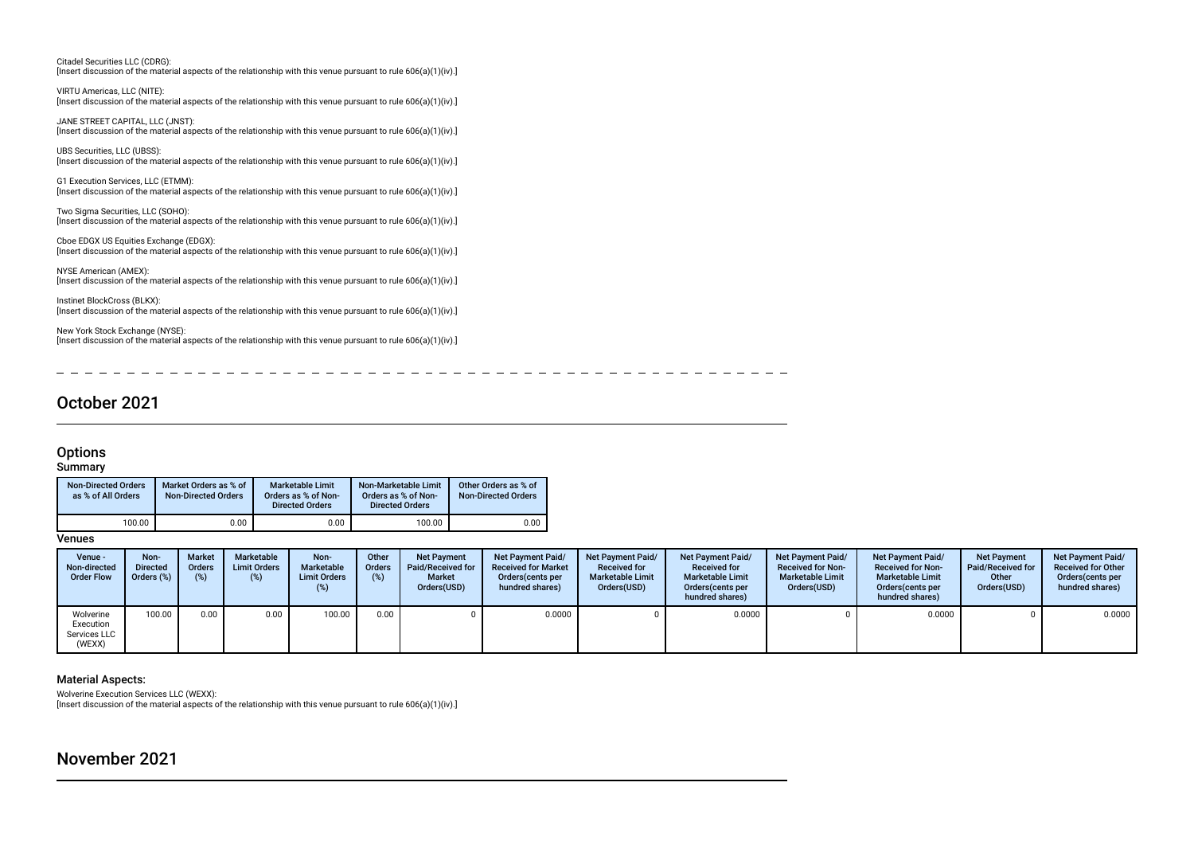Citadel Securities LLC (CDRG):
[Insert discussion of the material aspects of the relationship with this venue pursuant to rule 606(a)(1)(iv).]

VIRTU Americas, LLC (NITE):
[Insert discussion of the material aspects of the relationship with this venue pursuant to rule 606(a)(1)(iv).]

JANE STREET CAPITAL, LLC (JNST):
[Insert discussion of the material aspects of the relationship with this venue pursuant to rule 606(a)(1)(iv).]

UBS Securities, LLC (UBSS):
[Insert discussion of the material aspects of the relationship with this venue pursuant to rule 606(a)(1)(iv).]

G1 Execution Services, LLC (ETMM):
[Insert discussion of the material aspects of the relationship with this venue pursuant to rule 606(a)(1)(iv).]

Two Sigma Securities, LLC (SOHO):
[Insert discussion of the material aspects of the relationship with this venue pursuant to rule 606(a)(1)(iv).]

Cboe EDGX US Equities Exchange (EDGX):
[Insert discussion of the material aspects of the relationship with this venue pursuant to rule 606(a)(1)(iv).]

NYSE American (AMEX):
[Insert discussion of the material aspects of the relationship with this venue pursuant to rule 606(a)(1)(iv).]

Instinet BlockCross (BLKX):
[Insert discussion of the material aspects of the relationship with this venue pursuant to rule 606(a)(1)(iv).]

New York Stock Exchange (NYSE):
[Insert discussion of the material aspects of the relationship with this venue pursuant to rule 606(a)(1)(iv).]

## October 2021

### Options

#### Summary

| Non-Directed Orders as % of All Orders | Market Orders as % of Non-Directed Orders | Marketable Limit Orders as % of Non-Directed Orders | Non-Marketable Limit Orders as % of Non-Directed Orders | Other Orders as % of Non-Directed Orders |
|---|---|---|---|---|
| 100.00 | 0.00 | 0.00 | 100.00 | 0.00 |

#### Venues

| Venue - Non-directed Order Flow | Non-Directed Orders (%) | Market Orders (%) | Marketable Limit Orders (%) | Non-Marketable Limit Orders (%) | Other Orders (%) | Net Payment Paid/Received for Market Orders(USD) | Net Payment Paid/ Received for Market Orders(cents per hundred shares) | Net Payment Paid/ Received for Marketable Limit Orders(USD) | Net Payment Paid/ Received for Marketable Limit Orders(cents per hundred shares) | Net Payment Paid/ Received for Non-Marketable Limit Orders(USD) | Net Payment Paid/ Received for Non-Marketable Limit Orders(cents per hundred shares) | Net Payment Paid/Received for Other Orders(USD) | Net Payment Paid/ Received for Other Orders(cents per hundred shares) |
|---|---|---|---|---|---|---|---|---|---|---|---|---|---|
| Wolverine Execution Services LLC (WEXX) | 100.00 | 0.00 | 0.00 | 100.00 | 0.00 | 0 | 0.0000 | 0 | 0.0000 | 0 | 0.0000 | 0 | 0.0000 |

#### Material Aspects:

Wolverine Execution Services LLC (WEXX):
[Insert discussion of the material aspects of the relationship with this venue pursuant to rule 606(a)(1)(iv).]

## November 2021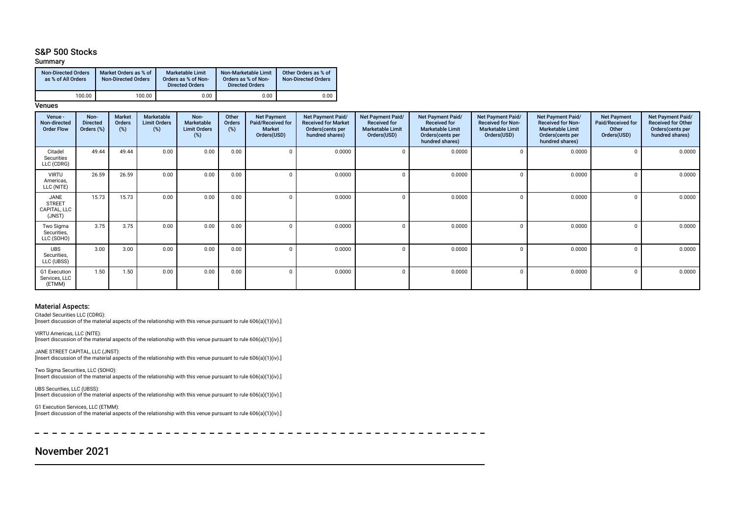## S&P 500 Stocks

### Summary

| Non-Directed Orders as % of All Orders | Market Orders as % of Non-Directed Orders | Marketable Limit Orders as % of Non-Directed Orders | Non-Marketable Limit Orders as % of Non-Directed Orders | Other Orders as % of Non-Directed Orders |
|---|---|---|---|---|
| 100.00 | 100.00 | 0.00 | 0.00 | 0.00 |

### Venues

| Venue - Non-directed Order Flow | Non-Directed Orders (%) | Market Orders (%) | Marketable Limit Orders (%) | Non-Marketable Limit Orders (%) | Other Orders (%) | Net Payment Paid/Received for Market Orders(USD) | Net Payment Paid/ Received for Market Orders(cents per hundred shares) | Net Payment Paid/ Received for Marketable Limit Orders(USD) | Net Payment Paid/ Received for Marketable Limit Orders(cents per hundred shares) | Net Payment Paid/ Received for Non-Marketable Limit Orders(USD) | Net Payment Paid/ Received for Non-Marketable Limit Orders(cents per hundred shares) | Net Payment Paid/Received for Other Orders(USD) | Net Payment Paid/ Received for Other Orders(cents per hundred shares) |
|---|---|---|---|---|---|---|---|---|---|---|---|---|---|
| Citadel Securities LLC (CDRG) | 49.44 | 49.44 | 0.00 | 0.00 | 0.00 | 0 | 0.0000 | 0 | 0.0000 | 0 | 0.0000 | 0 | 0.0000 |
| VIRTU Americas, LLC (NITE) | 26.59 | 26.59 | 0.00 | 0.00 | 0.00 | 0 | 0.0000 | 0 | 0.0000 | 0 | 0.0000 | 0 | 0.0000 |
| JANE STREET CAPITAL, LLC (JNST) | 15.73 | 15.73 | 0.00 | 0.00 | 0.00 | 0 | 0.0000 | 0 | 0.0000 | 0 | 0.0000 | 0 | 0.0000 |
| Two Sigma Securities, LLC (SOHO) | 3.75 | 3.75 | 0.00 | 0.00 | 0.00 | 0 | 0.0000 | 0 | 0.0000 | 0 | 0.0000 | 0 | 0.0000 |
| UBS Securities, LLC (UBSS) | 3.00 | 3.00 | 0.00 | 0.00 | 0.00 | 0 | 0.0000 | 0 | 0.0000 | 0 | 0.0000 | 0 | 0.0000 |
| G1 Execution Services, LLC (ETMM) | 1.50 | 1.50 | 0.00 | 0.00 | 0.00 | 0 | 0.0000 | 0 | 0.0000 | 0 | 0.0000 | 0 | 0.0000 |

### Material Aspects:

Citadel Securities LLC (CDRG):
[Insert discussion of the material aspects of the relationship with this venue pursuant to rule 606(a)(1)(iv).]

VIRTU Americas, LLC (NITE):
[Insert discussion of the material aspects of the relationship with this venue pursuant to rule 606(a)(1)(iv).]

JANE STREET CAPITAL, LLC (JNST):
[Insert discussion of the material aspects of the relationship with this venue pursuant to rule 606(a)(1)(iv).]

Two Sigma Securities, LLC (SOHO):
[Insert discussion of the material aspects of the relationship with this venue pursuant to rule 606(a)(1)(iv).]

UBS Securities, LLC (UBSS):
[Insert discussion of the material aspects of the relationship with this venue pursuant to rule 606(a)(1)(iv).]

G1 Execution Services, LLC (ETMM):
[Insert discussion of the material aspects of the relationship with this venue pursuant to rule 606(a)(1)(iv).]

# November 2021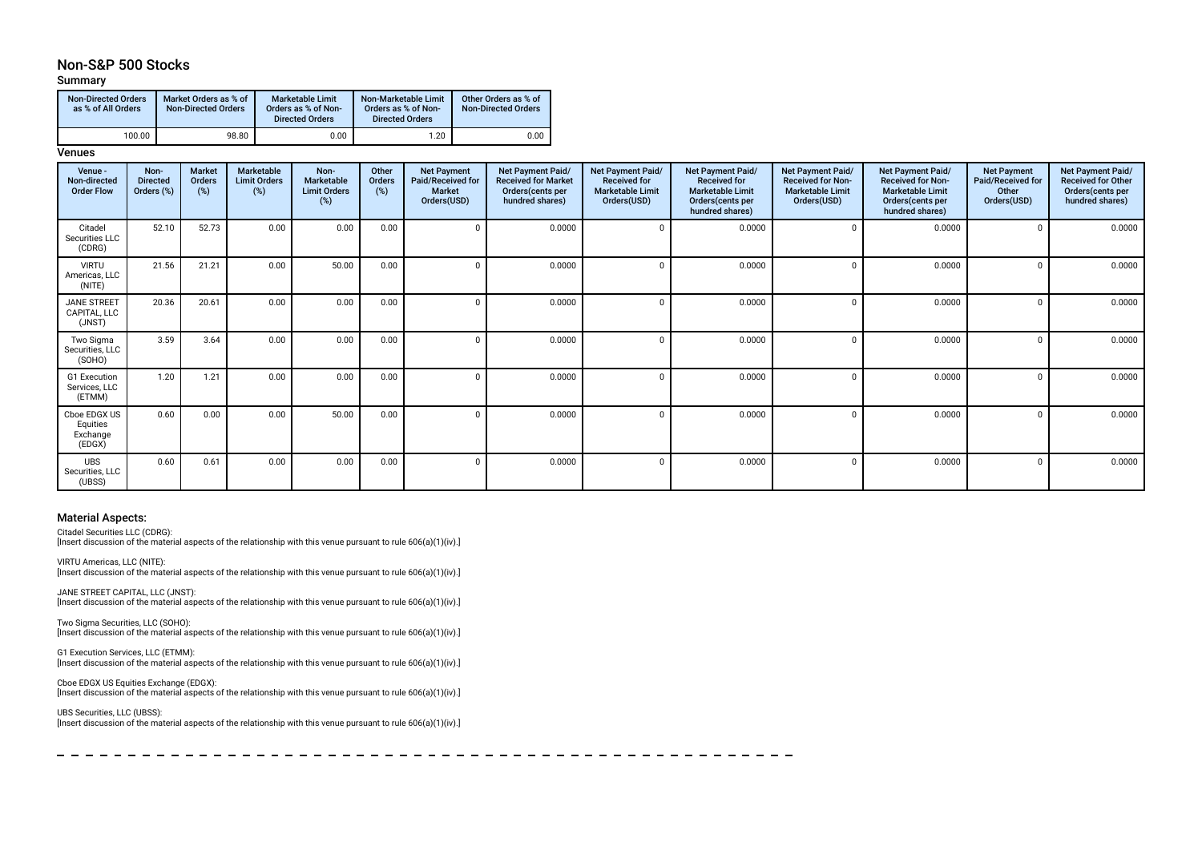## Non-S&P 500 Stocks

### Summary

| Non-Directed Orders as % of All Orders | Market Orders as % of Non-Directed Orders | Marketable Limit Orders as % of Non-Directed Orders | Non-Marketable Limit Orders as % of Non-Directed Orders | Other Orders as % of Non-Directed Orders |
|---|---|---|---|---|
| 100.00 | 98.80 | 0.00 | 1.20 | 0.00 |

### Venues

| Venue - Non-directed Order Flow | Non-Directed Orders (%) | Market Orders (%) | Marketable Limit Orders (%) | Non-Marketable Limit Orders (%) | Other Orders (%) | Net Payment Paid/Received for Market Orders(USD) | Net Payment Paid/Received for Market Orders(cents per hundred shares) | Net Payment Paid/Received for Marketable Limit Orders(USD) | Net Payment Paid/Received for Marketable Limit Orders(cents per hundred shares) | Net Payment Paid/Received for Non-Marketable Limit Orders(USD) | Net Payment Paid/Received for Non-Marketable Limit Orders(cents per hundred shares) | Net Payment Paid/Received for Other Orders(USD) | Net Payment Paid/Received for Other Orders(cents per hundred shares) |
|---|---|---|---|---|---|---|---|---|---|---|---|---|---|
| Citadel Securities LLC (CDRG) | 52.10 | 52.73 | 0.00 | 0.00 | 0.00 | 0 | 0.0000 | 0 | 0.0000 | 0 | 0.0000 | 0 | 0.0000 |
| VIRTU Americas, LLC (NITE) | 21.56 | 21.21 | 0.00 | 50.00 | 0.00 | 0 | 0.0000 | 0 | 0.0000 | 0 | 0.0000 | 0 | 0.0000 |
| JANE STREET CAPITAL, LLC (JNST) | 20.36 | 20.61 | 0.00 | 0.00 | 0.00 | 0 | 0.0000 | 0 | 0.0000 | 0 | 0.0000 | 0 | 0.0000 |
| Two Sigma Securities, LLC (SOHO) | 3.59 | 3.64 | 0.00 | 0.00 | 0.00 | 0 | 0.0000 | 0 | 0.0000 | 0 | 0.0000 | 0 | 0.0000 |
| G1 Execution Services, LLC (ETMM) | 1.20 | 1.21 | 0.00 | 0.00 | 0.00 | 0 | 0.0000 | 0 | 0.0000 | 0 | 0.0000 | 0 | 0.0000 |
| Cboe EDGX US Equities Exchange (EDGX) | 0.60 | 0.00 | 0.00 | 50.00 | 0.00 | 0 | 0.0000 | 0 | 0.0000 | 0 | 0.0000 | 0 | 0.0000 |
| UBS Securities, LLC (UBSS) | 0.60 | 0.61 | 0.00 | 0.00 | 0.00 | 0 | 0.0000 | 0 | 0.0000 | 0 | 0.0000 | 0 | 0.0000 |

### Material Aspects:

Citadel Securities LLC (CDRG):
[Insert discussion of the material aspects of the relationship with this venue pursuant to rule 606(a)(1)(iv).]

VIRTU Americas, LLC (NITE):
[Insert discussion of the material aspects of the relationship with this venue pursuant to rule 606(a)(1)(iv).]

JANE STREET CAPITAL, LLC (JNST):
[Insert discussion of the material aspects of the relationship with this venue pursuant to rule 606(a)(1)(iv).]

Two Sigma Securities, LLC (SOHO):
[Insert discussion of the material aspects of the relationship with this venue pursuant to rule 606(a)(1)(iv).]

G1 Execution Services, LLC (ETMM):
[Insert discussion of the material aspects of the relationship with this venue pursuant to rule 606(a)(1)(iv).]

Cboe EDGX US Equities Exchange (EDGX):
[Insert discussion of the material aspects of the relationship with this venue pursuant to rule 606(a)(1)(iv).]

UBS Securities, LLC (UBSS):
[Insert discussion of the material aspects of the relationship with this venue pursuant to rule 606(a)(1)(iv).]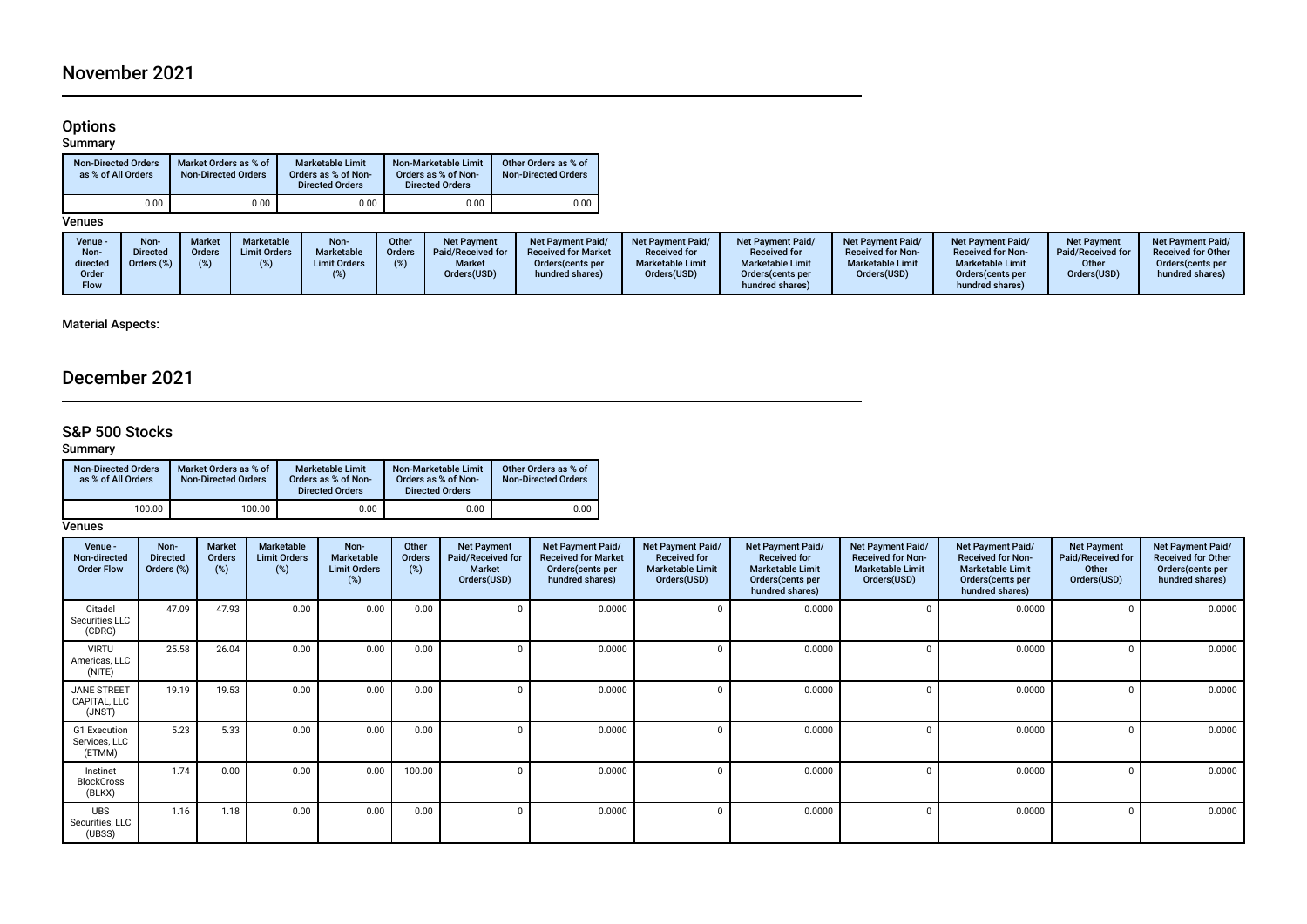# November 2021

## Options

### Summary

| Non-Directed Orders as % of All Orders | Market Orders as % of Non-Directed Orders | Marketable Limit Orders as % of Non-Directed Orders | Non-Marketable Limit Orders as % of Non-Directed Orders | Other Orders as % of Non-Directed Orders |
|---|---|---|---|---|
| 0.00 | 0.00 | 0.00 | 0.00 | 0.00 |

### Venues

| Venue - Non-directed Order Flow | Non-Directed Orders (%) | Market Orders (%) | Marketable Limit Orders (%) | Non-Marketable Limit Orders (%) | Other Orders (%) | Net Payment Paid/Received for Market Orders(USD) | Net Payment Paid/Received for Market Orders(cents per hundred shares) | Net Payment Paid/Received for Marketable Limit Orders(USD) | Net Payment Paid/Received for Marketable Limit Orders(cents per hundred shares) | Net Payment Paid/Received for Non-Marketable Limit Orders(USD) | Net Payment Paid/Received for Non-Marketable Limit Orders(cents per hundred shares) | Net Payment Paid/Received for Other Orders(USD) | Net Payment Paid/Received for Other Orders(cents per hundred shares) |
|---|---|---|---|---|---|---|---|---|---|---|---|---|---|

**Material Aspects:**

# December 2021

## S&P 500 Stocks

### Summary

| Non-Directed Orders as % of All Orders | Market Orders as % of Non-Directed Orders | Marketable Limit Orders as % of Non-Directed Orders | Non-Marketable Limit Orders as % of Non-Directed Orders | Other Orders as % of Non-Directed Orders |
|---|---|---|---|---|
| 100.00 | 100.00 | 0.00 | 0.00 | 0.00 |

### Venues

| Venue - Non-directed Order Flow | Non-Directed Orders (%) | Market Orders (%) | Marketable Limit Orders (%) | Non-Marketable Limit Orders (%) | Other Orders (%) | Net Payment Paid/Received for Market Orders(USD) | Net Payment Paid/Received for Market Orders(cents per hundred shares) | Net Payment Paid/Received for Marketable Limit Orders(USD) | Net Payment Paid/Received for Marketable Limit Orders(cents per hundred shares) | Net Payment Paid/Received for Non-Marketable Limit Orders(USD) | Net Payment Paid/Received for Non-Marketable Limit Orders(cents per hundred shares) | Net Payment Paid/Received for Other Orders(USD) | Net Payment Paid/Received for Other Orders(cents per hundred shares) |
|---|---|---|---|---|---|---|---|---|---|---|---|---|---|
| Citadel Securities LLC (CDRG) | 47.09 | 47.93 | 0.00 | 0.00 | 0.00 | 0 | 0.0000 | 0 | 0.0000 | 0 | 0.0000 | 0 | 0.0000 |
| VIRTU Americas, LLC (NITE) | 25.58 | 26.04 | 0.00 | 0.00 | 0.00 | 0 | 0.0000 | 0 | 0.0000 | 0 | 0.0000 | 0 | 0.0000 |
| JANE STREET CAPITAL, LLC (JNST) | 19.19 | 19.53 | 0.00 | 0.00 | 0.00 | 0 | 0.0000 | 0 | 0.0000 | 0 | 0.0000 | 0 | 0.0000 |
| G1 Execution Services, LLC (ETMM) | 5.23 | 5.33 | 0.00 | 0.00 | 0.00 | 0 | 0.0000 | 0 | 0.0000 | 0 | 0.0000 | 0 | 0.0000 |
| Instinet BlockCross (BLKX) | 1.74 | 0.00 | 0.00 | 0.00 | 100.00 | 0 | 0.0000 | 0 | 0.0000 | 0 | 0.0000 | 0 | 0.0000 |
| UBS Securities, LLC (UBSS) | 1.16 | 1.18 | 0.00 | 0.00 | 0.00 | 0 | 0.0000 | 0 | 0.0000 | 0 | 0.0000 | 0 | 0.0000 |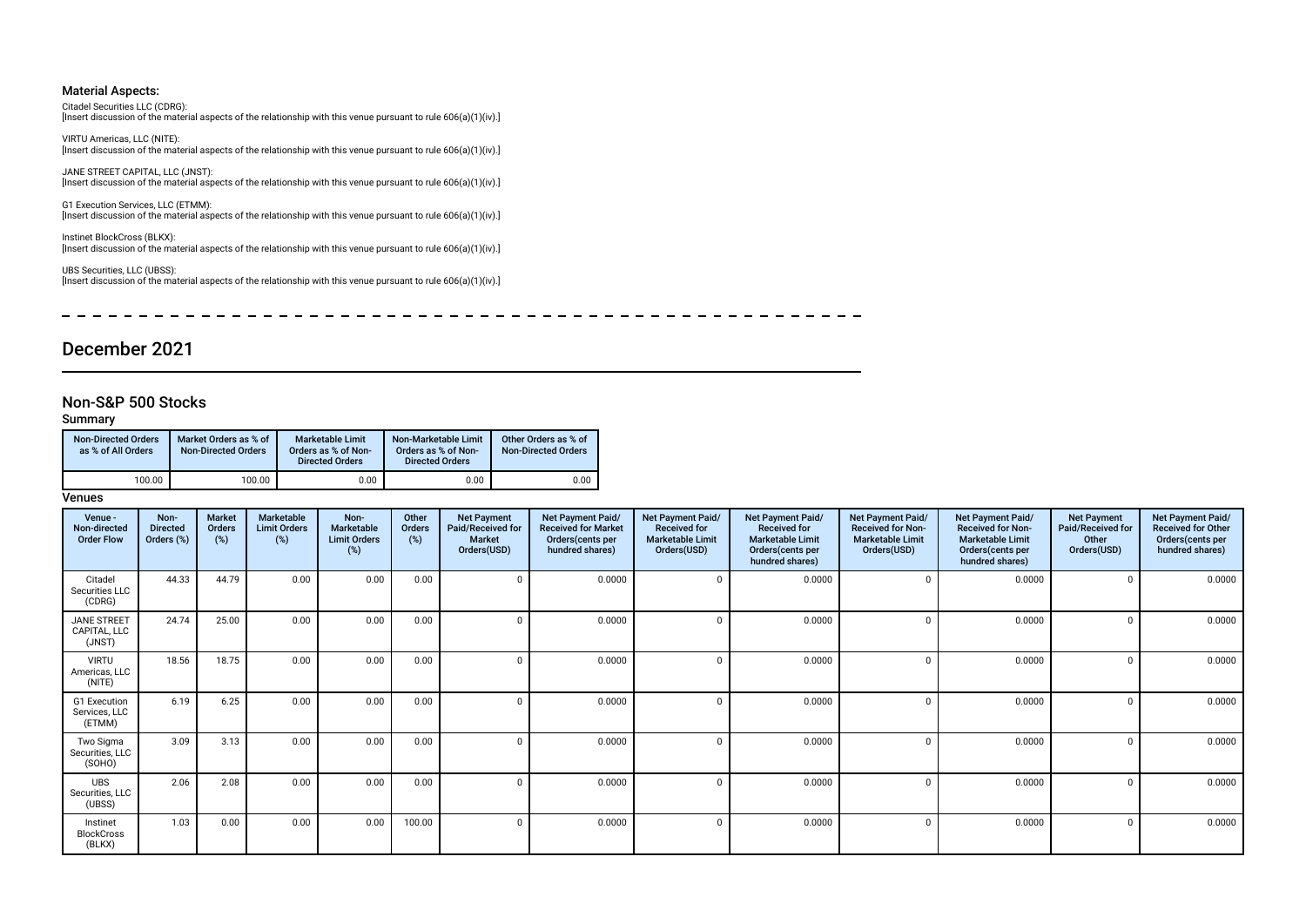### Material Aspects:

Citadel Securities LLC (CDRG):
[Insert discussion of the material aspects of the relationship with this venue pursuant to rule 606(a)(1)(iv).]

VIRTU Americas, LLC (NITE):
[Insert discussion of the material aspects of the relationship with this venue pursuant to rule 606(a)(1)(iv).]

JANE STREET CAPITAL, LLC (JNST):
[Insert discussion of the material aspects of the relationship with this venue pursuant to rule 606(a)(1)(iv).]

G1 Execution Services, LLC (ETMM):
[Insert discussion of the material aspects of the relationship with this venue pursuant to rule 606(a)(1)(iv).]

Instinet BlockCross (BLKX):
[Insert discussion of the material aspects of the relationship with this venue pursuant to rule 606(a)(1)(iv).]

UBS Securities, LLC (UBSS):
[Insert discussion of the material aspects of the relationship with this venue pursuant to rule 606(a)(1)(iv).]

# December 2021

## Non-S&P 500 Stocks

### Summary

| Non-Directed Orders as % of All Orders | Market Orders as % of Non-Directed Orders | Marketable Limit Orders as % of Non-Directed Orders | Non-Marketable Limit Orders as % of Non-Directed Orders | Other Orders as % of Non-Directed Orders |
|---|---|---|---|---|
| 100.00 | 100.00 | 0.00 | 0.00 | 0.00 |

### Venues

| Venue - Non-directed Order Flow | Non-Directed Orders (%) | Market Orders (%) | Marketable Limit Orders (%) | Non-Marketable Limit Orders (%) | Other Orders (%) | Net Payment Paid/Received for Market Orders(USD) | Net Payment Paid/Received for Market Orders(cents per hundred shares) | Net Payment Paid/Received for Marketable Limit Orders(USD) | Net Payment Paid/Received for Marketable Limit Orders(cents per hundred shares) | Net Payment Paid/Received for Non-Marketable Limit Orders(USD) | Net Payment Paid/Received for Non-Marketable Limit Orders(cents per hundred shares) | Net Payment Paid/Received for Other Orders(USD) | Net Payment Paid/Received for Other Orders(cents per hundred shares) |
|---|---|---|---|---|---|---|---|---|---|---|---|---|---|
| Citadel Securities LLC (CDRG) | 44.33 | 44.79 | 0.00 | 0.00 | 0.00 | 0 | 0.0000 | 0 | 0.0000 | 0 | 0.0000 | 0 | 0.0000 |
| JANE STREET CAPITAL, LLC (JNST) | 24.74 | 25.00 | 0.00 | 0.00 | 0.00 | 0 | 0.0000 | 0 | 0.0000 | 0 | 0.0000 | 0 | 0.0000 |
| VIRTU Americas, LLC (NITE) | 18.56 | 18.75 | 0.00 | 0.00 | 0.00 | 0 | 0.0000 | 0 | 0.0000 | 0 | 0.0000 | 0 | 0.0000 |
| G1 Execution Services, LLC (ETMM) | 6.19 | 6.25 | 0.00 | 0.00 | 0.00 | 0 | 0.0000 | 0 | 0.0000 | 0 | 0.0000 | 0 | 0.0000 |
| Two Sigma Securities, LLC (SOHO) | 3.09 | 3.13 | 0.00 | 0.00 | 0.00 | 0 | 0.0000 | 0 | 0.0000 | 0 | 0.0000 | 0 | 0.0000 |
| UBS Securities, LLC (UBSS) | 2.06 | 2.08 | 0.00 | 0.00 | 0.00 | 0 | 0.0000 | 0 | 0.0000 | 0 | 0.0000 | 0 | 0.0000 |
| Instinet BlockCross (BLKX) | 1.03 | 0.00 | 0.00 | 0.00 | 100.00 | 0 | 0.0000 | 0 | 0.0000 | 0 | 0.0000 | 0 | 0.0000 |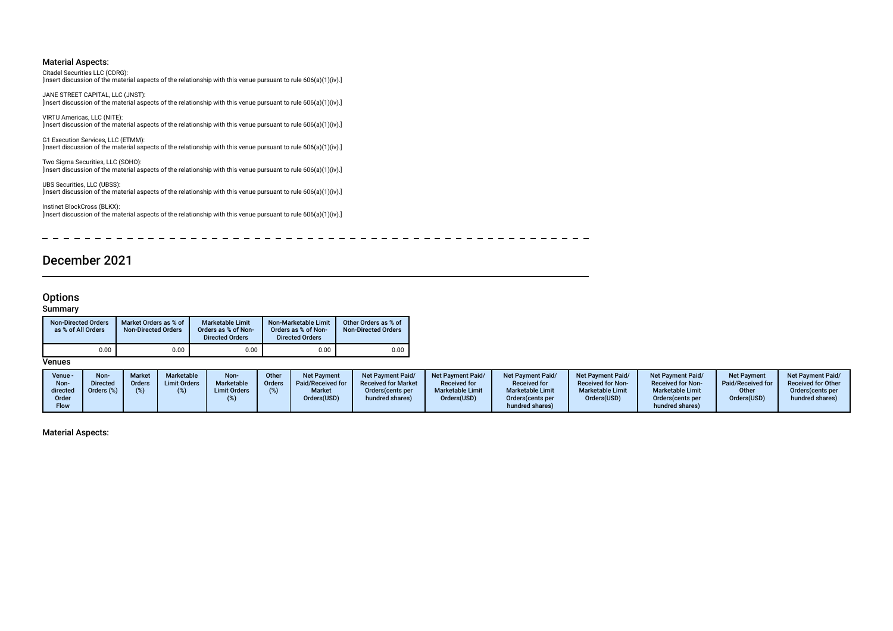### Material Aspects:

Citadel Securities LLC (CDRG):
[Insert discussion of the material aspects of the relationship with this venue pursuant to rule 606(a)(1)(iv).]

JANE STREET CAPITAL, LLC (JNST):
[Insert discussion of the material aspects of the relationship with this venue pursuant to rule 606(a)(1)(iv).]

VIRTU Americas, LLC (NITE):
[Insert discussion of the material aspects of the relationship with this venue pursuant to rule 606(a)(1)(iv).]

G1 Execution Services, LLC (ETMM):
[Insert discussion of the material aspects of the relationship with this venue pursuant to rule 606(a)(1)(iv).]

Two Sigma Securities, LLC (SOHO):
[Insert discussion of the material aspects of the relationship with this venue pursuant to rule 606(a)(1)(iv).]

UBS Securities, LLC (UBSS):
[Insert discussion of the material aspects of the relationship with this venue pursuant to rule 606(a)(1)(iv).]

Instinet BlockCross (BLKX):
[Insert discussion of the material aspects of the relationship with this venue pursuant to rule 606(a)(1)(iv).]

# December 2021

## Options

### Summary

| Non-Directed Orders as % of All Orders | Market Orders as % of Non-Directed Orders | Marketable Limit Orders as % of Non-Directed Orders | Non-Marketable Limit Orders as % of Non-Directed Orders | Other Orders as % of Non-Directed Orders |
|---|---|---|---|---|
| 0.00 | 0.00 | 0.00 | 0.00 | 0.00 |

### Venues

| Venue - Non-directed Order Flow | Non-Directed Orders (%) | Market Orders (%) | Marketable Limit Orders (%) | Non-Marketable Limit Orders (%) | Other Orders (%) | Net Payment Paid/Received for Market Orders(USD) | Net Payment Paid/Received for Market Orders(cents per hundred shares) | Net Payment Paid/Received for Marketable Limit Orders(USD) | Net Payment Paid/Received for Marketable Limit Orders(cents per hundred shares) | Net Payment Paid/Received for Non-Marketable Limit Orders(USD) | Net Payment Paid/Received for Non-Marketable Limit Orders(cents per hundred shares) | Net Payment Paid/Received for Other Orders(USD) | Net Payment Paid/Received for Other Orders(cents per hundred shares) |
|---|---|---|---|---|---|---|---|---|---|---|---|---|---|

### Material Aspects: